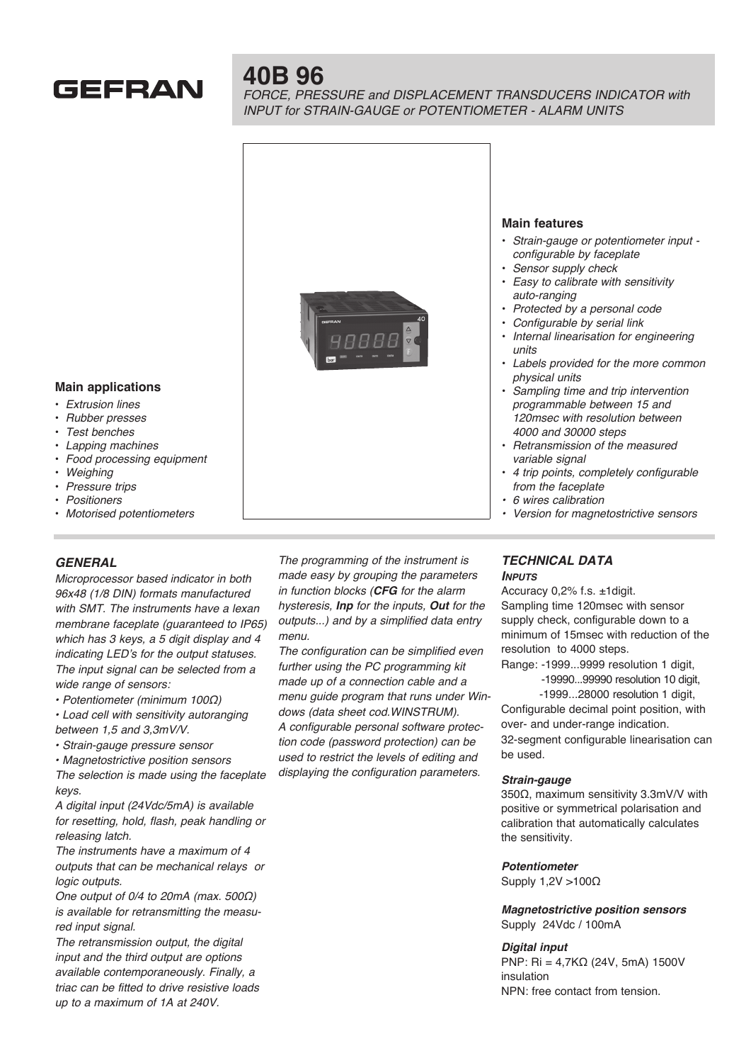# 40B 96

*FORCE, PRESSURE and DISPLACEMENT TRANSDUCERS INDICATOR with INPUT for STRAIN-GAUGE or POTENTIOMETER - ALARM UNITS*

## Main applications

- *Extrusion lines*
- *Rubber presses*
- *Test benches*
- *Lapping machines*
- *Food processing equipment*
- *Weighing*
- *Pressure trips*
- *Positioners*
- *Motorised potentiometers*

## Main features

- *Strain-gauge or potentiometer input - configurable by faceplate*
- *Sensor supply check*
- *Easy to calibrate with sensitivity auto-ranging*
- *Protected by a personal code*
- *Configurable by serial link*
- *Internal linearisation for engineering units*
- *Labels provided for the more common physical units*
- *Sampling time and trip intervention programmable between 15 and 120msec with resolution between 4000 and 30000 steps*
- *Retransmission of the measured variable signal*
- *4 trip points, completely configurable from the faceplate*
- *6 wires calibration*
- *Version for magnetostrictive sensors*

## *GENERAL*

*Microprocessor based indicator in both 96x48 (1/8 DIN) formats manufactured with SMT. The instruments have a lexan membrane faceplate (guaranteed to IP65) which has 3 keys, a 5 digit display and 4 indicating LED's for the output statuses.*
*The input signal can be selected from a wide range of sensors:*

- *Potentiometer (minimum 100Ω)*
- *Load cell with sensitivity autoranging between 1,5 and 3,3mV/V.*
- *Strain-gauge pressure sensor*
- *Magnetostrictive position sensors*

*The selection is made using the faceplate keys.*
*A digital input (24Vdc/5mA) is available for resetting, hold, flash, peak handling or releasing latch.*
*The instruments have a maximum of 4 outputs that can be mechanical relays or logic outputs.*
*One output of 0/4 to 20mA (max. 500Ω) is available for retransmitting the measured input signal.*
*The retransmission output, the digital input and the third output are options available contemporaneously. Finally, a triac can be fitted to drive resistive loads up to a maximum of 1A at 240V.*

*The programming of the instrument is made easy by grouping the parameters in function blocks (**CFG** for the alarm hysteresis, **Inp** for the inputs, **Out** for the outputs...) and by a simplified data entry menu.*
*The configuration can be simplified even further using the PC programming kit made up of a connection cable and a menu guide program that runs under Windows (data sheet cod.WINSTRUM).*
*A configurable personal software protection code (password protection) can be used to restrict the levels of editing and displaying the configuration parameters.*

## *TECHNICAL DATA*

### *INPUTS*

Accuracy 0,2% f.s. ±1digit.
Sampling time 120msec with sensor supply check, configurable down to a minimum of 15msec with reduction of the resolution to 4000 steps.
Range: -1999...9999 resolution 1 digit,
-19990...99990 resolution 10 digit,
-1999...28000 resolution 1 digit,
Configurable decimal point position, with over- and under-range indication.
32-segment configurable linearisation can be used.

#### *Strain-gauge*

350Ω, maximum sensitivity 3.3mV/V with positive or symmetrical polarisation and calibration that automatically calculates the sensitivity.

#### *Potentiometer*

Supply 1,2V >100Ω

#### *Magnetostrictive position sensors*

Supply 24Vdc / 100mA

#### *Digital input*

PNP: Ri = 4,7KΩ (24V, 5mA) 1500V insulation
NPN: free contact from tension.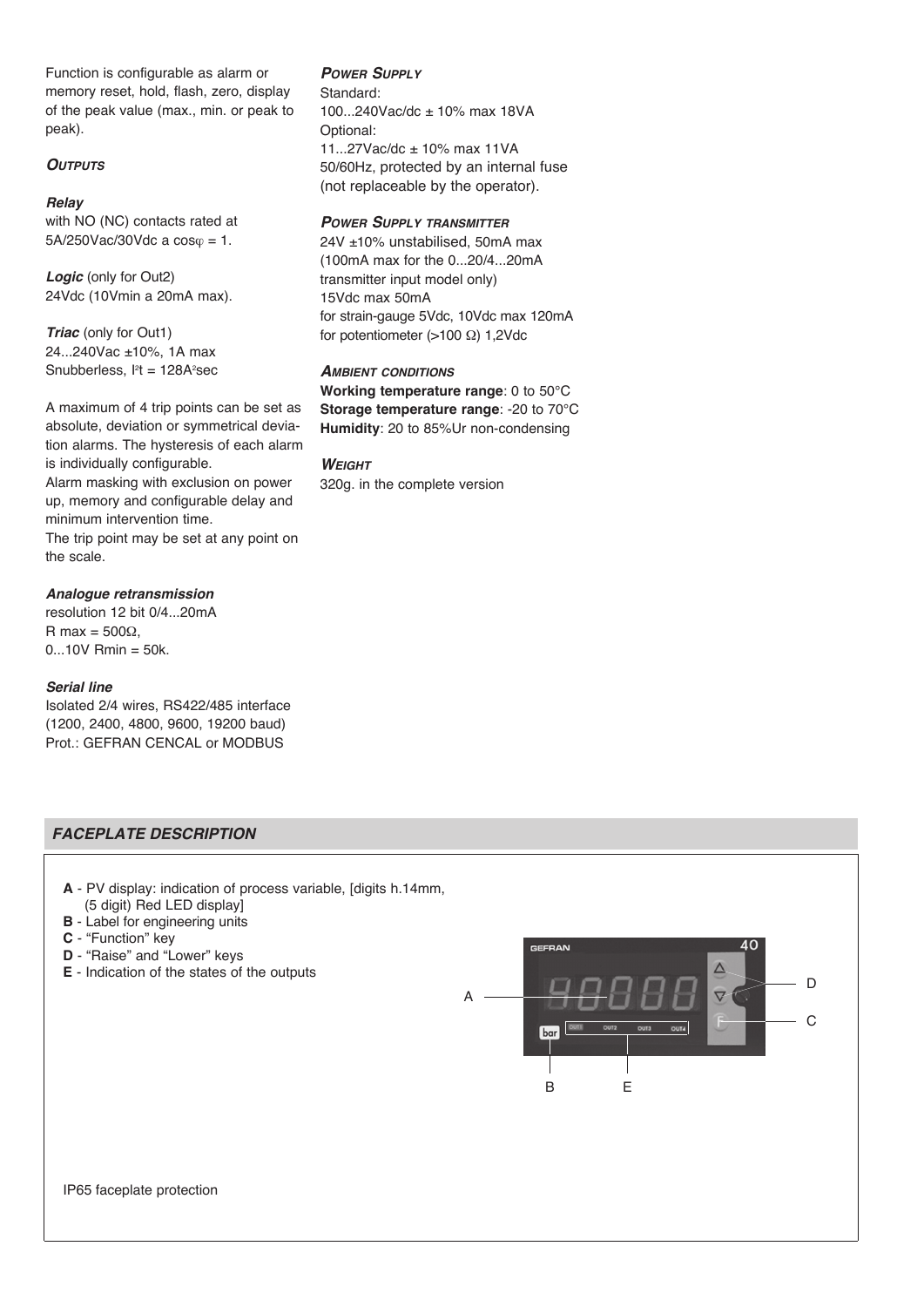Function is configurable as alarm or memory reset, hold, flash, zero, display of the peak value (max., min. or peak to peak).

### *OUTPUTS*

***Relay***
with NO (NC) contacts rated at 5A/250Vac/30Vdc a cosφ = 1.

***Logic*** (only for Out2)
24Vdc (10Vmin a 20mA max).

***Triac*** (only for Out1)
24...240Vac ±10%, 1A max
Snubberless, $I^2t = 128A^2sec$

A maximum of 4 trip points can be set as absolute, deviation or symmetrical deviation alarms. The hysteresis of each alarm is individually configurable.
Alarm masking with exclusion on power up, memory and configurable delay and minimum intervention time.
The trip point may be set at any point on the scale.

***Analogue retransmission***
resolution 12 bit 0/4...20mA
R max = 500Ω,
0...10V Rmin = 50k.

***Serial line***
Isolated 2/4 wires, RS422/485 interface
(1200, 2400, 4800, 9600, 19200 baud)
Prot.: GEFRAN CENCAL or MODBUS

### *POWER SUPPLY*

Standard:
100...240Vac/dc ± 10% max 18VA
Optional:
11...27Vac/dc ± 10% max 11VA
50/60Hz, protected by an internal fuse (not replaceable by the operator).

### *POWER SUPPLY TRANSMITTER*

24V ±10% unstabilised, 50mA max
(100mA max for the 0...20/4...20mA transmitter input model only)
15Vdc max 50mA
for strain-gauge 5Vdc, 10Vdc max 120mA
for potentiometer (>100 Ω) 1,2Vdc

### *AMBIENT CONDITIONS*

**Working temperature range**: 0 to 50°C
**Storage temperature range**: -20 to 70°C
**Humidity**: 20 to 85%Ur non-condensing

### *WEIGHT*

320g. in the complete version

## *FACEPLATE DESCRIPTION*

- **A** - PV display: indication of process variable, [digits h.14mm, (5 digit) Red LED display]
- **B** - Label for engineering units
- **C** - “Function” key
- **D** - “Raise” and “Lower” keys
- **E** - Indication of the states of the outputs

IP65 faceplate protection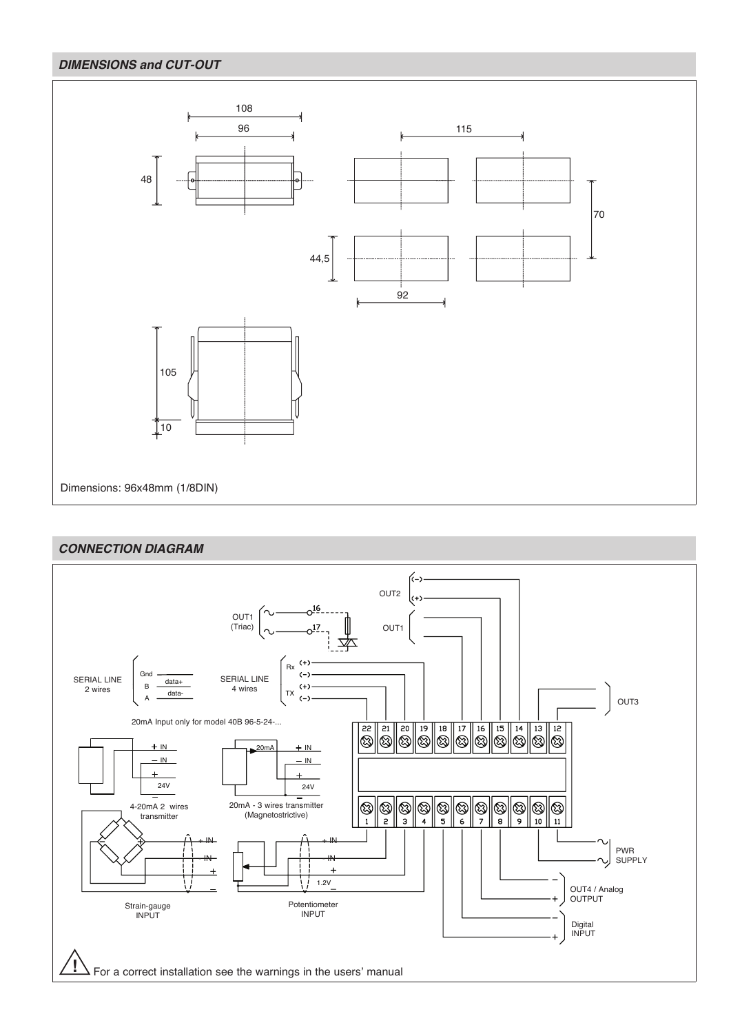## DIMENSIONS and CUT-OUT

108

96

115

48

70

44,5

92

105

10

Dimensions: 96x48mm (1/8DIN)

## CONNECTION DIAGRAM

OUT2 (−) (+)

OUT1 (Triac) 16 17

OUT1

SERIAL LINE 2 wires: Gnd, B data+, A data-

SERIAL LINE 4 wires: Rx (+) (−), TX (+) (−)

OUT3

20mA Input only for model 40B 96-5-24-...

22 21 20 19 18 17 16 15 14 13 12

1 2 3 4 5 6 7 8 9 10 11

4-20mA 2 wires transmitter: + IN, − IN, +, 24V, −

20mA - 3 wires transmitter (Magnetostrictive): 20mA, + IN, − IN, +, 24V, −

Strain-gauge INPUT: + IN, − IN, +, −

Potentiometer INPUT: + IN, − IN, +, 1.2V, −

PWR SUPPLY

OUT4 / Analog OUTPUT − +

Digital INPUT − +

For a correct installation see the warnings in the users' manual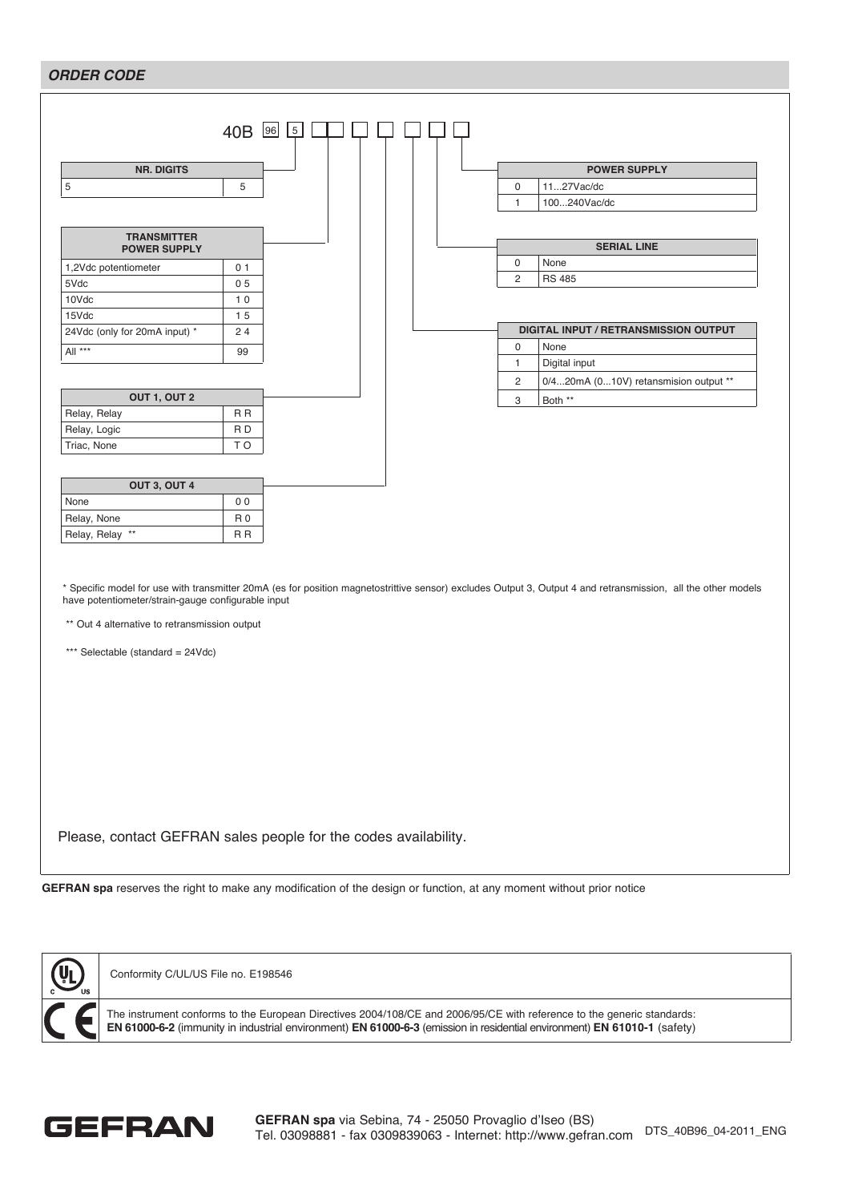## ORDER CODE

40B [96] [5] [ ][ ] [ ] [ ] [ ] [ ] [ ]

| NR. DIGITS | |
|---|---|
| 5 | 5 |

| TRANSMITTER POWER SUPPLY | |
|---|---|
| 1,2Vdc potentiometer | 0 1 |
| 5Vdc | 0 5 |
| 10Vdc | 1 0 |
| 15Vdc | 1 5 |
| 24Vdc (only for 20mA input) * | 2 4 |
| All *** | 99 |

| OUT 1, OUT 2 | |
|---|---|
| Relay, Relay | R R |
| Relay, Logic | R D |
| Triac, None | T O |

| OUT 3, OUT 4 | |
|---|---|
| None | 0 0 |
| Relay, None | R 0 |
| Relay, Relay ** | R R |

| POWER SUPPLY | |
|---|---|
| 0 | 11...27Vac/dc |
| 1 | 100...240Vac/dc |

| SERIAL LINE | |
|---|---|
| 0 | None |
| 2 | RS 485 |

| DIGITAL INPUT / RETRANSMISSION OUTPUT | |
|---|---|
| 0 | None |
| 1 | Digital input |
| 2 | 0/4...20mA (0...10V) retansmision output ** |
| 3 | Both ** |

\* Specific model for use with transmitter 20mA (es for position magnetostrittive sensor) excludes Output 3, Output 4 and retransmission, all the other models have potentiometer/strain-gauge configurable input

\** Out 4 alternative to retransmission output

\*** Selectable (standard = 24Vdc)

Please, contact GEFRAN sales people for the codes availability.

**GEFRAN spa** reserves the right to make any modification of the design or function, at any moment without prior notice

Conformity C/UL/US File no. E198546

The instrument conforms to the European Directives 2004/108/CE and 2006/95/CE with reference to the generic standards: **EN 61000-6-2** (immunity in industrial environment) **EN 61000-6-3** (emission in residential environment) **EN 61010-1** (safety)

**GEFRAN spa** via Sebina, 74 - 25050 Provaglio d'Iseo (BS)
Tel. 03098881 - fax 0309839063 - Internet: http://www.gefran.com

DTS_40B96_04-2011_ENG